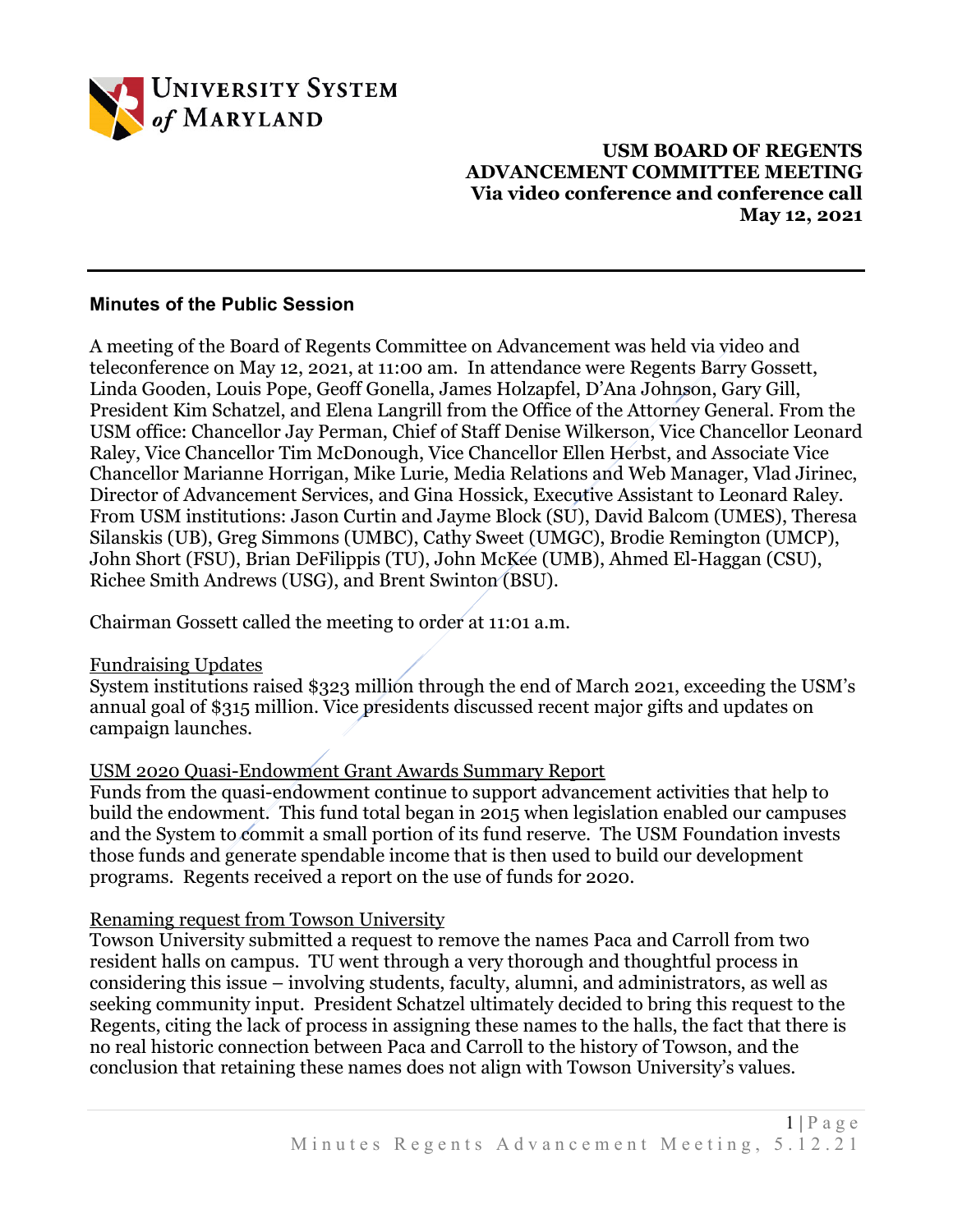**USM BOARD OF REGENTS**
**ADVANCEMENT COMMITTEE MEETING**
**Via video conference and conference call**
**May 12, 2021**

## Minutes of the Public Session

A meeting of the Board of Regents Committee on Advancement was held via video and teleconference on May 12, 2021, at 11:00 am. In attendance were Regents Barry Gossett, Linda Gooden, Louis Pope, Geoff Gonella, James Holzapfel, D'Ana Johnson, Gary Gill, President Kim Schatzel, and Elena Langrill from the Office of the Attorney General. From the USM office: Chancellor Jay Perman, Chief of Staff Denise Wilkerson, Vice Chancellor Leonard Raley, Vice Chancellor Tim McDonough, Vice Chancellor Ellen Herbst, and Associate Vice Chancellor Marianne Horrigan, Mike Lurie, Media Relations and Web Manager, Vlad Jirinec, Director of Advancement Services, and Gina Hossick, Executive Assistant to Leonard Raley. From USM institutions: Jason Curtin and Jayme Block (SU), David Balcom (UMES), Theresa Silanskis (UB), Greg Simmons (UMBC), Cathy Sweet (UMGC), Brodie Remington (UMCP), John Short (FSU), Brian DeFilippis (TU), John McKee (UMB), Ahmed El-Haggan (CSU), Richee Smith Andrews (USG), and Brent Swinton (BSU).

Chairman Gossett called the meeting to order at 11:01 a.m.

Fundraising Updates
System institutions raised $323 million through the end of March 2021, exceeding the USM's annual goal of $315 million. Vice presidents discussed recent major gifts and updates on campaign launches.

USM 2020 Quasi-Endowment Grant Awards Summary Report
Funds from the quasi-endowment continue to support advancement activities that help to build the endowment. This fund total began in 2015 when legislation enabled our campuses and the System to commit a small portion of its fund reserve. The USM Foundation invests those funds and generate spendable income that is then used to build our development programs. Regents received a report on the use of funds for 2020.

Renaming request from Towson University
Towson University submitted a request to remove the names Paca and Carroll from two resident halls on campus. TU went through a very thorough and thoughtful process in considering this issue – involving students, faculty, alumni, and administrators, as well as seeking community input. President Schatzel ultimately decided to bring this request to the Regents, citing the lack of process in assigning these names to the halls, the fact that there is no real historic connection between Paca and Carroll to the history of Towson, and the conclusion that retaining these names does not align with Towson University's values.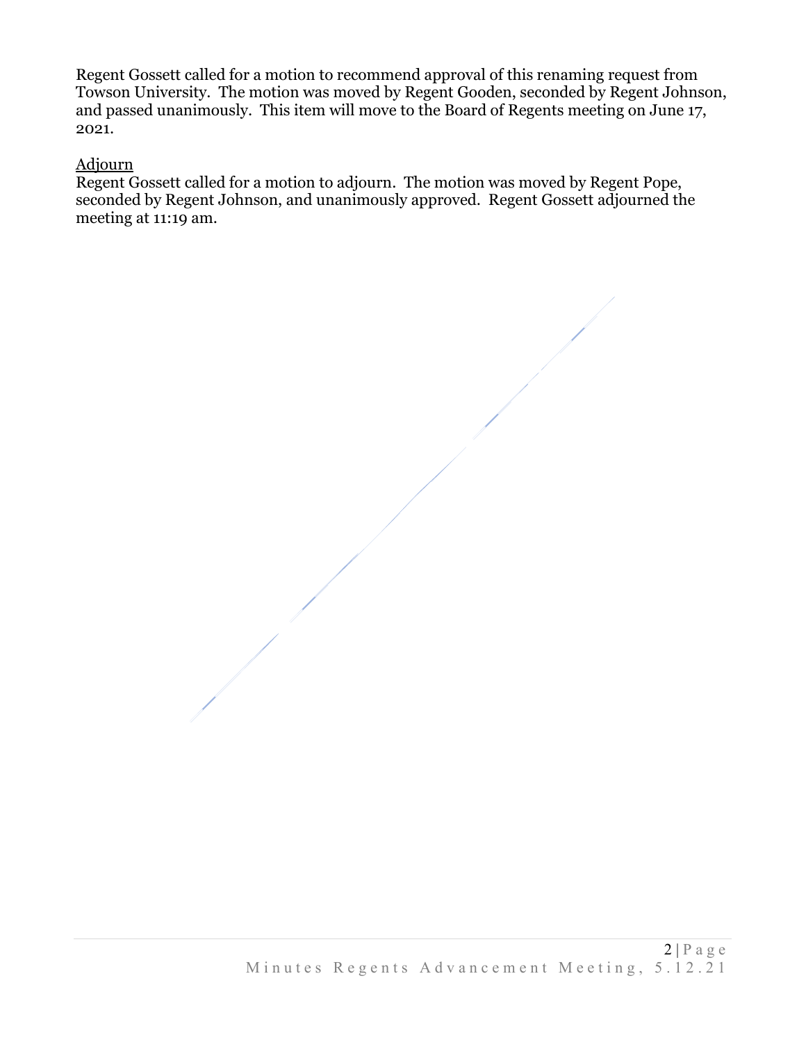Regent Gossett called for a motion to recommend approval of this renaming request from Towson University. The motion was moved by Regent Gooden, seconded by Regent Johnson, and passed unanimously. This item will move to the Board of Regents meeting on June 17, 2021.

Adjourn

Regent Gossett called for a motion to adjourn. The motion was moved by Regent Pope, seconded by Regent Johnson, and unanimously approved. Regent Gossett adjourned the meeting at 11:19 am.